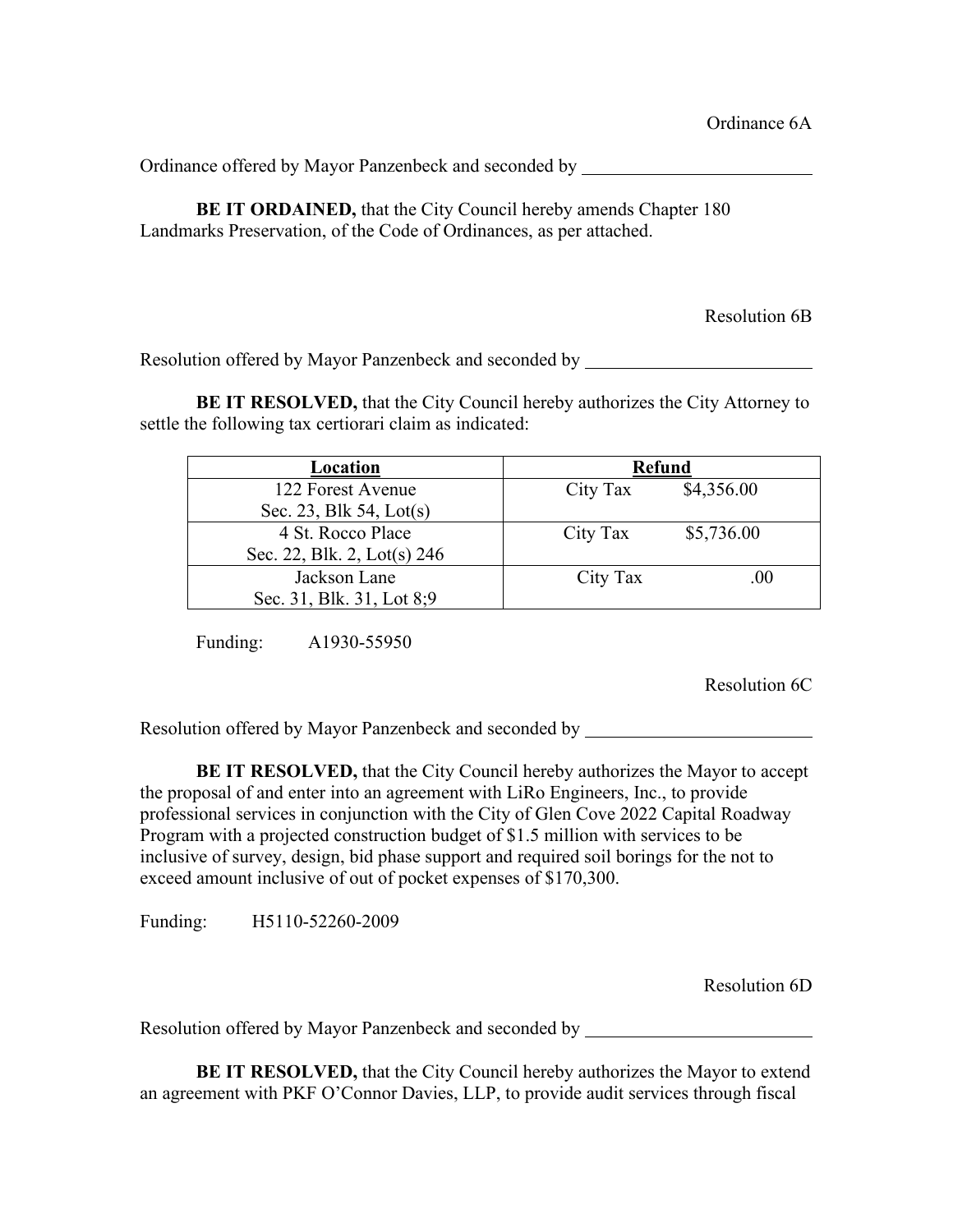Ordinance 6A

Ordinance offered by Mayor Panzenbeck and seconded by \_\_\_\_\_\_\_\_\_\_\_\_\_\_\_\_\_\_\_\_\_\_\_\_\_

**BE IT ORDAINED,** that the City Council hereby amends Chapter 180 Landmarks Preservation, of the Code of Ordinances, as per attached.

Resolution 6B

Resolution offered by Mayor Panzenbeck and seconded by \_\_\_\_\_\_\_\_\_\_\_\_\_\_\_\_\_\_\_\_\_\_\_\_\_

**BE IT RESOLVED,** that the City Council hereby authorizes the City Attorney to settle the following tax certiorari claim as indicated:

| Location | Refund |
|---|---|
| 122 Forest Avenue<br>Sec. 23, Blk 54, Lot(s) | City Tax $4,356.00 |
| 4 St. Rocco Place<br>Sec. 22, Blk. 2, Lot(s) 246 | City Tax $5,736.00 |
| Jackson Lane<br>Sec. 31, Blk. 31, Lot 8;9 | City Tax .00 |

Funding: A1930-55950

Resolution 6C

Resolution offered by Mayor Panzenbeck and seconded by \_\_\_\_\_\_\_\_\_\_\_\_\_\_\_\_\_\_\_\_\_\_\_\_\_

**BE IT RESOLVED,** that the City Council hereby authorizes the Mayor to accept the proposal of and enter into an agreement with LiRo Engineers, Inc., to provide professional services in conjunction with the City of Glen Cove 2022 Capital Roadway Program with a projected construction budget of $1.5 million with services to be inclusive of survey, design, bid phase support and required soil borings for the not to exceed amount inclusive of out of pocket expenses of $170,300.

Funding: H5110-52260-2009

Resolution 6D

Resolution offered by Mayor Panzenbeck and seconded by \_\_\_\_\_\_\_\_\_\_\_\_\_\_\_\_\_\_\_\_\_\_\_\_\_

**BE IT RESOLVED,** that the City Council hereby authorizes the Mayor to extend an agreement with PKF O'Connor Davies, LLP, to provide audit services through fiscal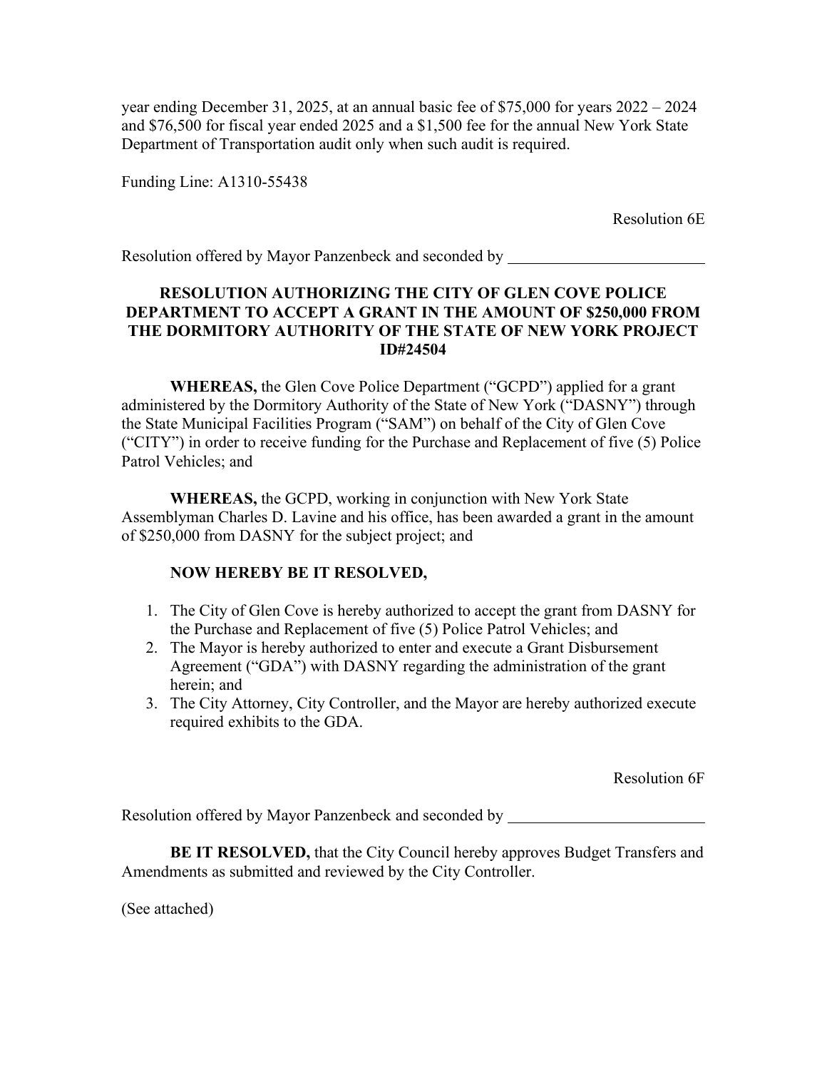year ending December 31, 2025, at an annual basic fee of $75,000 for years 2022 – 2024 and $76,500 for fiscal year ended 2025 and a $1,500 fee for the annual New York State Department of Transportation audit only when such audit is required.

Funding Line: A1310-55438

Resolution 6E

Resolution offered by Mayor Panzenbeck and seconded by \_\_\_\_\_\_\_\_\_\_\_\_\_\_\_\_\_\_\_\_\_\_\_\_\_

**RESOLUTION AUTHORIZING THE CITY OF GLEN COVE POLICE DEPARTMENT TO ACCEPT A GRANT IN THE AMOUNT OF $250,000 FROM THE DORMITORY AUTHORITY OF THE STATE OF NEW YORK PROJECT ID#24504**

**WHEREAS,** the Glen Cove Police Department ("GCPD") applied for a grant administered by the Dormitory Authority of the State of New York ("DASNY") through the State Municipal Facilities Program ("SAM") on behalf of the City of Glen Cove ("CITY") in order to receive funding for the Purchase and Replacement of five (5) Police Patrol Vehicles; and

**WHEREAS,** the GCPD, working in conjunction with New York State Assemblyman Charles D. Lavine and his office, has been awarded a grant in the amount of $250,000 from DASNY for the subject project; and

**NOW HEREBY BE IT RESOLVED,**

1. The City of Glen Cove is hereby authorized to accept the grant from DASNY for the Purchase and Replacement of five (5) Police Patrol Vehicles; and
2. The Mayor is hereby authorized to enter and execute a Grant Disbursement Agreement ("GDA") with DASNY regarding the administration of the grant herein; and
3. The City Attorney, City Controller, and the Mayor are hereby authorized execute required exhibits to the GDA.

Resolution 6F

Resolution offered by Mayor Panzenbeck and seconded by \_\_\_\_\_\_\_\_\_\_\_\_\_\_\_\_\_\_\_\_\_\_\_\_\_

**BE IT RESOLVED,** that the City Council hereby approves Budget Transfers and Amendments as submitted and reviewed by the City Controller.

(See attached)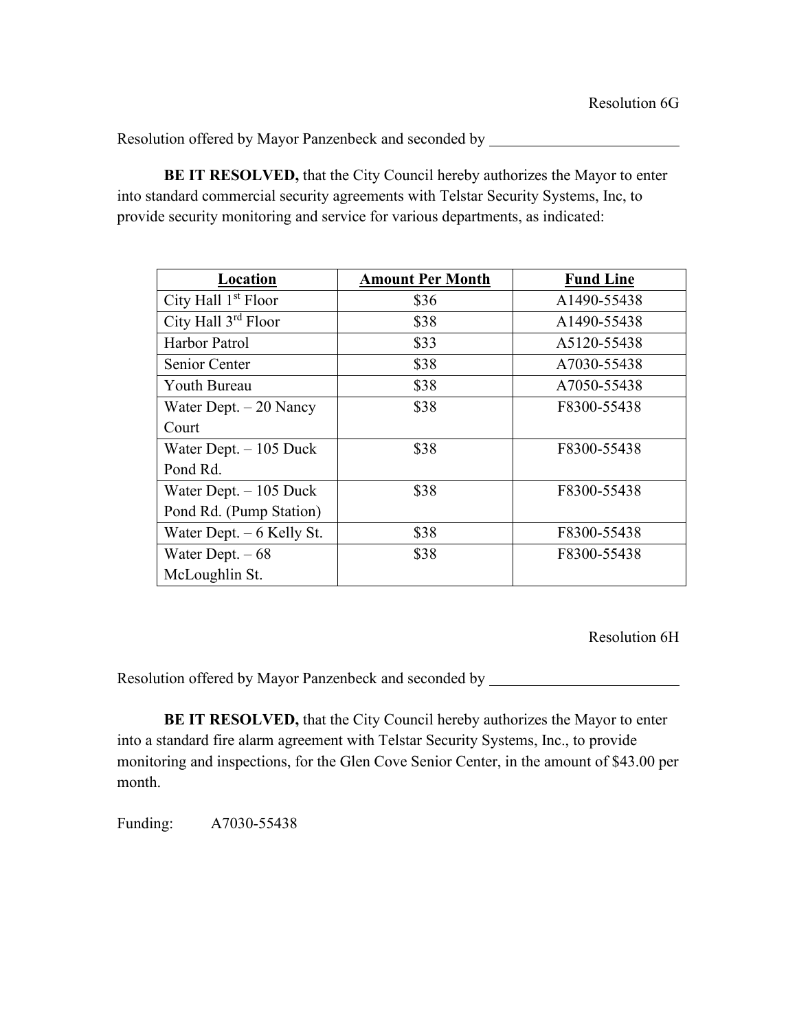Resolution 6G

Resolution offered by Mayor Panzenbeck and seconded by \_\_\_\_\_\_\_\_\_\_\_\_\_\_\_\_\_\_\_\_\_\_\_\_\_

**BE IT RESOLVED,** that the City Council hereby authorizes the Mayor to enter into standard commercial security agreements with Telstar Security Systems, Inc, to provide security monitoring and service for various departments, as indicated:

| Location | Amount Per Month | Fund Line |
|---|---|---|
| City Hall 1st Floor | $36 | A1490-55438 |
| City Hall 3rd Floor | $38 | A1490-55438 |
| Harbor Patrol | $33 | A5120-55438 |
| Senior Center | $38 | A7030-55438 |
| Youth Bureau | $38 | A7050-55438 |
| Water Dept. – 20 Nancy Court | $38 | F8300-55438 |
| Water Dept. – 105 Duck Pond Rd. | $38 | F8300-55438 |
| Water Dept. – 105 Duck Pond Rd. (Pump Station) | $38 | F8300-55438 |
| Water Dept. – 6 Kelly St. | $38 | F8300-55438 |
| Water Dept. – 68 McLoughlin St. | $38 | F8300-55438 |

Resolution 6H

Resolution offered by Mayor Panzenbeck and seconded by \_\_\_\_\_\_\_\_\_\_\_\_\_\_\_\_\_\_\_\_\_\_\_\_\_

**BE IT RESOLVED,** that the City Council hereby authorizes the Mayor to enter into a standard fire alarm agreement with Telstar Security Systems, Inc., to provide monitoring and inspections, for the Glen Cove Senior Center, in the amount of $43.00 per month.

Funding: A7030-55438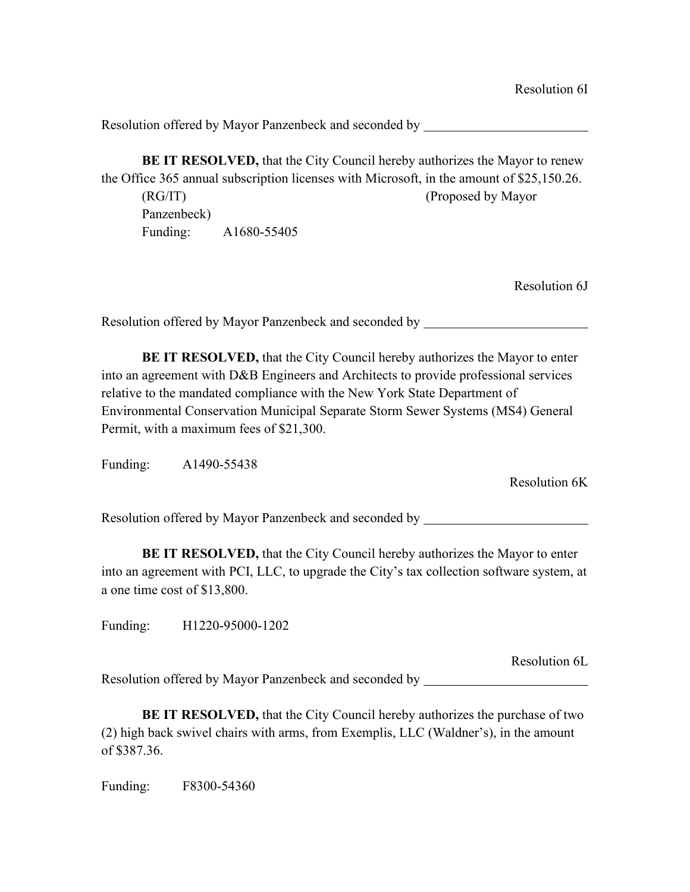Resolution 6I

Resolution offered by Mayor Panzenbeck and seconded by ________________________

**BE IT RESOLVED,** that the City Council hereby authorizes the Mayor to renew the Office 365 annual subscription licenses with Microsoft, in the amount of $25,150.26.
(RG/IT) (Proposed by Mayor Panzenbeck)
Funding: A1680-55405

Resolution 6J

Resolution offered by Mayor Panzenbeck and seconded by ________________________

**BE IT RESOLVED,** that the City Council hereby authorizes the Mayor to enter into an agreement with D&B Engineers and Architects to provide professional services relative to the mandated compliance with the New York State Department of Environmental Conservation Municipal Separate Storm Sewer Systems (MS4) General Permit, with a maximum fees of $21,300.

Funding: A1490-55438

Resolution 6K

Resolution offered by Mayor Panzenbeck and seconded by ________________________

**BE IT RESOLVED,** that the City Council hereby authorizes the Mayor to enter into an agreement with PCI, LLC, to upgrade the City's tax collection software system, at a one time cost of $13,800.

Funding: H1220-95000-1202

Resolution 6L

Resolution offered by Mayor Panzenbeck and seconded by ________________________

**BE IT RESOLVED,** that the City Council hereby authorizes the purchase of two (2) high back swivel chairs with arms, from Exemplis, LLC (Waldner's), in the amount of $387.36.

Funding: F8300-54360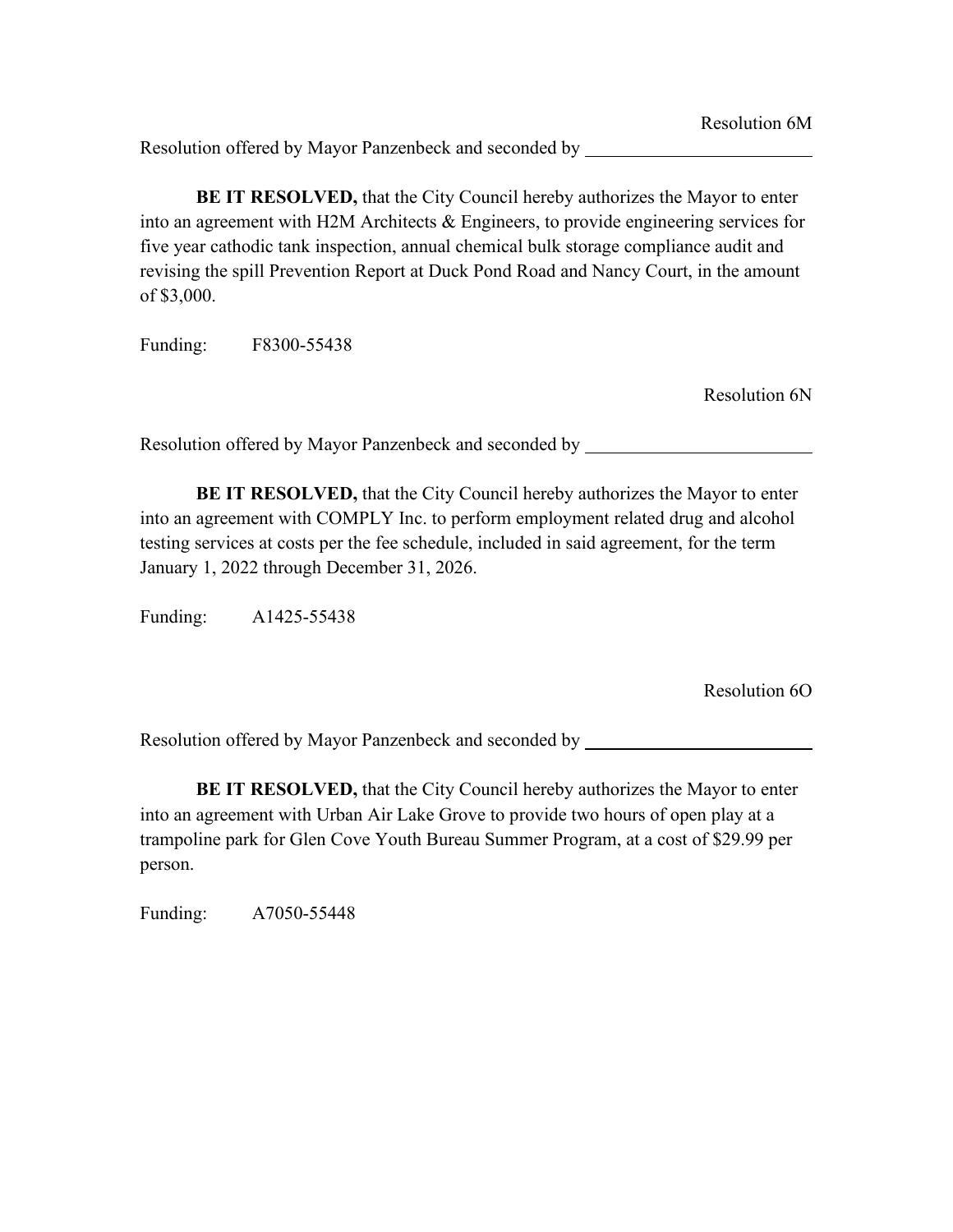Resolution 6M

Resolution offered by Mayor Panzenbeck and seconded by \_\_\_\_\_\_\_\_\_\_\_\_\_\_\_\_\_\_\_\_\_\_\_\_\_\_

**BE IT RESOLVED,** that the City Council hereby authorizes the Mayor to enter into an agreement with H2M Architects & Engineers, to provide engineering services for five year cathodic tank inspection, annual chemical bulk storage compliance audit and revising the spill Prevention Report at Duck Pond Road and Nancy Court, in the amount of $3,000.

Funding: F8300-55438

Resolution 6N

Resolution offered by Mayor Panzenbeck and seconded by \_\_\_\_\_\_\_\_\_\_\_\_\_\_\_\_\_\_\_\_\_\_\_\_\_\_

**BE IT RESOLVED,** that the City Council hereby authorizes the Mayor to enter into an agreement with COMPLY Inc. to perform employment related drug and alcohol testing services at costs per the fee schedule, included in said agreement, for the term January 1, 2022 through December 31, 2026.

Funding: A1425-55438

Resolution 6O

Resolution offered by Mayor Panzenbeck and seconded by \_\_\_\_\_\_\_\_\_\_\_\_\_\_\_\_\_\_\_\_\_\_\_\_\_\_

**BE IT RESOLVED,** that the City Council hereby authorizes the Mayor to enter into an agreement with Urban Air Lake Grove to provide two hours of open play at a trampoline park for Glen Cove Youth Bureau Summer Program, at a cost of $29.99 per person.

Funding: A7050-55448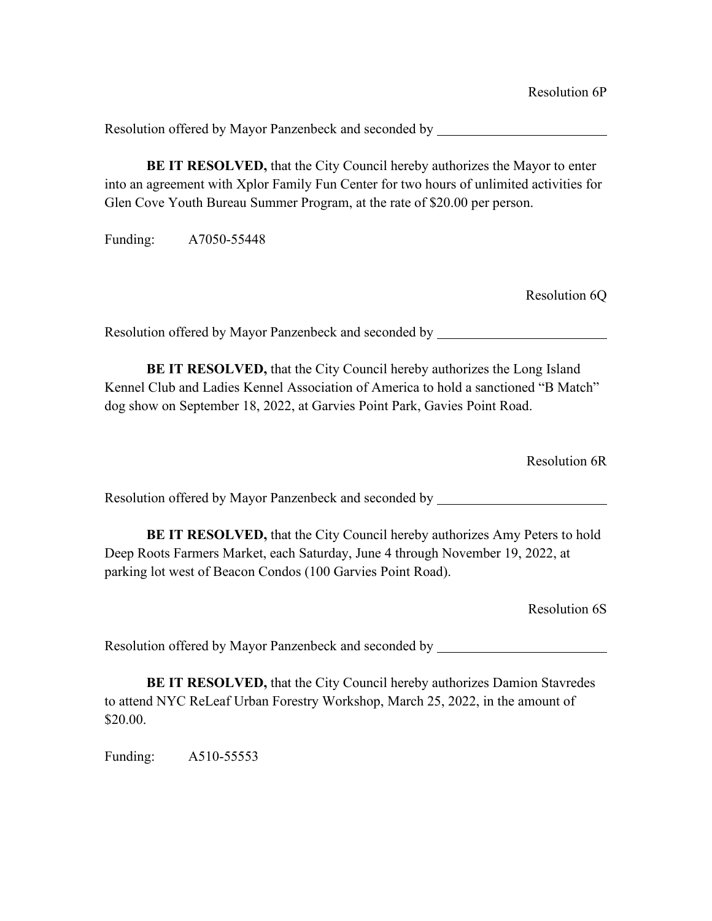Resolution 6P

Resolution offered by Mayor Panzenbeck and seconded by \_\_\_\_\_\_\_\_\_\_\_\_\_\_\_\_\_\_\_\_\_\_\_\_

**BE IT RESOLVED,** that the City Council hereby authorizes the Mayor to enter into an agreement with Xplor Family Fun Center for two hours of unlimited activities for Glen Cove Youth Bureau Summer Program, at the rate of $20.00 per person.

Funding: A7050-55448

Resolution 6Q

Resolution offered by Mayor Panzenbeck and seconded by \_\_\_\_\_\_\_\_\_\_\_\_\_\_\_\_\_\_\_\_\_\_\_\_

**BE IT RESOLVED,** that the City Council hereby authorizes the Long Island Kennel Club and Ladies Kennel Association of America to hold a sanctioned "B Match" dog show on September 18, 2022, at Garvies Point Park, Gavies Point Road.

Resolution 6R

Resolution offered by Mayor Panzenbeck and seconded by \_\_\_\_\_\_\_\_\_\_\_\_\_\_\_\_\_\_\_\_\_\_\_\_

**BE IT RESOLVED,** that the City Council hereby authorizes Amy Peters to hold Deep Roots Farmers Market, each Saturday, June 4 through November 19, 2022, at parking lot west of Beacon Condos (100 Garvies Point Road).

Resolution 6S

Resolution offered by Mayor Panzenbeck and seconded by \_\_\_\_\_\_\_\_\_\_\_\_\_\_\_\_\_\_\_\_\_\_\_\_

**BE IT RESOLVED,** that the City Council hereby authorizes Damion Stavredes to attend NYC ReLeaf Urban Forestry Workshop, March 25, 2022, in the amount of $20.00.

Funding: A510-55553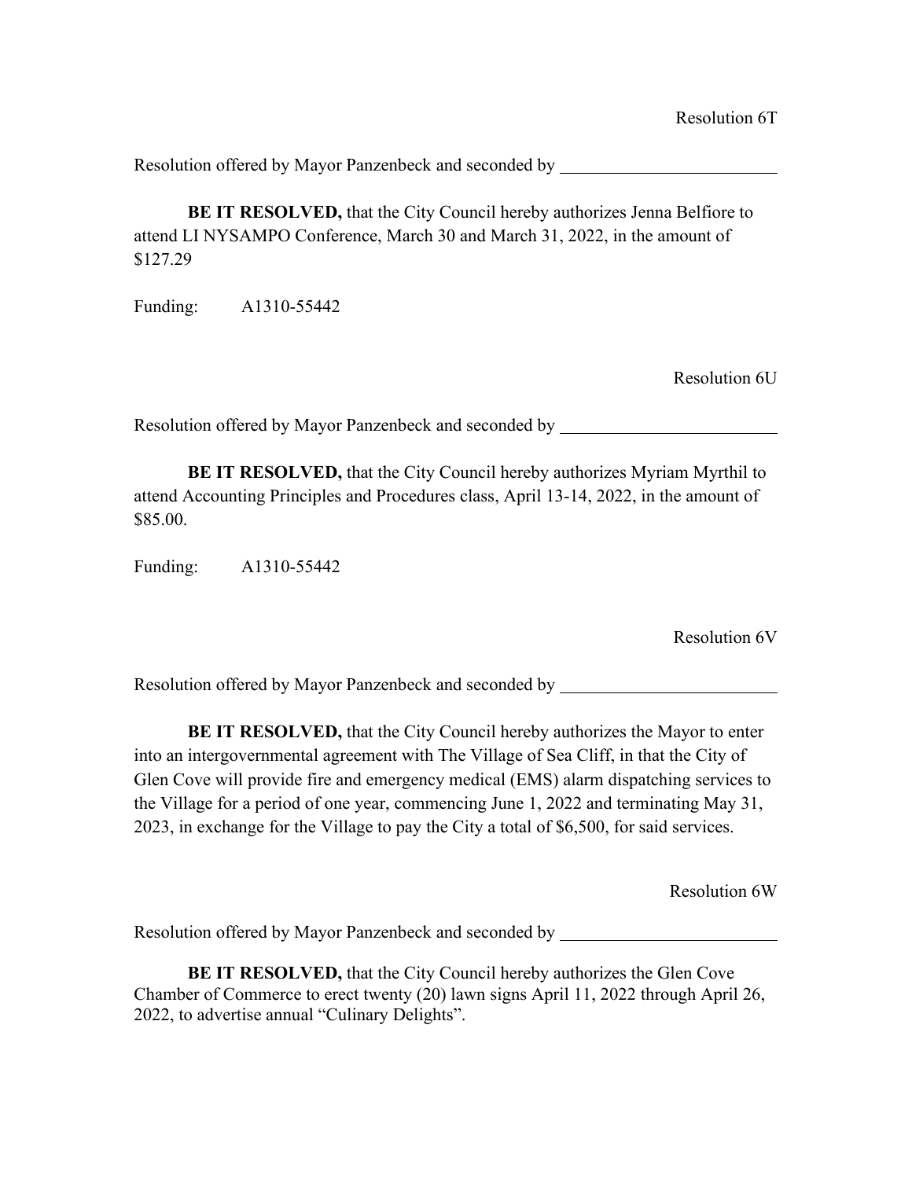Resolution 6T

Resolution offered by Mayor Panzenbeck and seconded by \_\_\_\_\_\_\_\_\_\_\_\_\_\_\_\_\_\_\_\_\_\_\_\_

**BE IT RESOLVED,** that the City Council hereby authorizes Jenna Belfiore to attend LI NYSAMPO Conference, March 30 and March 31, 2022, in the amount of $127.29

Funding: A1310-55442

Resolution 6U

Resolution offered by Mayor Panzenbeck and seconded by \_\_\_\_\_\_\_\_\_\_\_\_\_\_\_\_\_\_\_\_\_\_\_\_

**BE IT RESOLVED,** that the City Council hereby authorizes Myriam Myrthil to attend Accounting Principles and Procedures class, April 13-14, 2022, in the amount of $85.00.

Funding: A1310-55442

Resolution 6V

Resolution offered by Mayor Panzenbeck and seconded by \_\_\_\_\_\_\_\_\_\_\_\_\_\_\_\_\_\_\_\_\_\_\_\_

**BE IT RESOLVED,** that the City Council hereby authorizes the Mayor to enter into an intergovernmental agreement with The Village of Sea Cliff, in that the City of Glen Cove will provide fire and emergency medical (EMS) alarm dispatching services to the Village for a period of one year, commencing June 1, 2022 and terminating May 31, 2023, in exchange for the Village to pay the City a total of $6,500, for said services.

Resolution 6W

Resolution offered by Mayor Panzenbeck and seconded by \_\_\_\_\_\_\_\_\_\_\_\_\_\_\_\_\_\_\_\_\_\_\_\_

**BE IT RESOLVED,** that the City Council hereby authorizes the Glen Cove Chamber of Commerce to erect twenty (20) lawn signs April 11, 2022 through April 26, 2022, to advertise annual "Culinary Delights".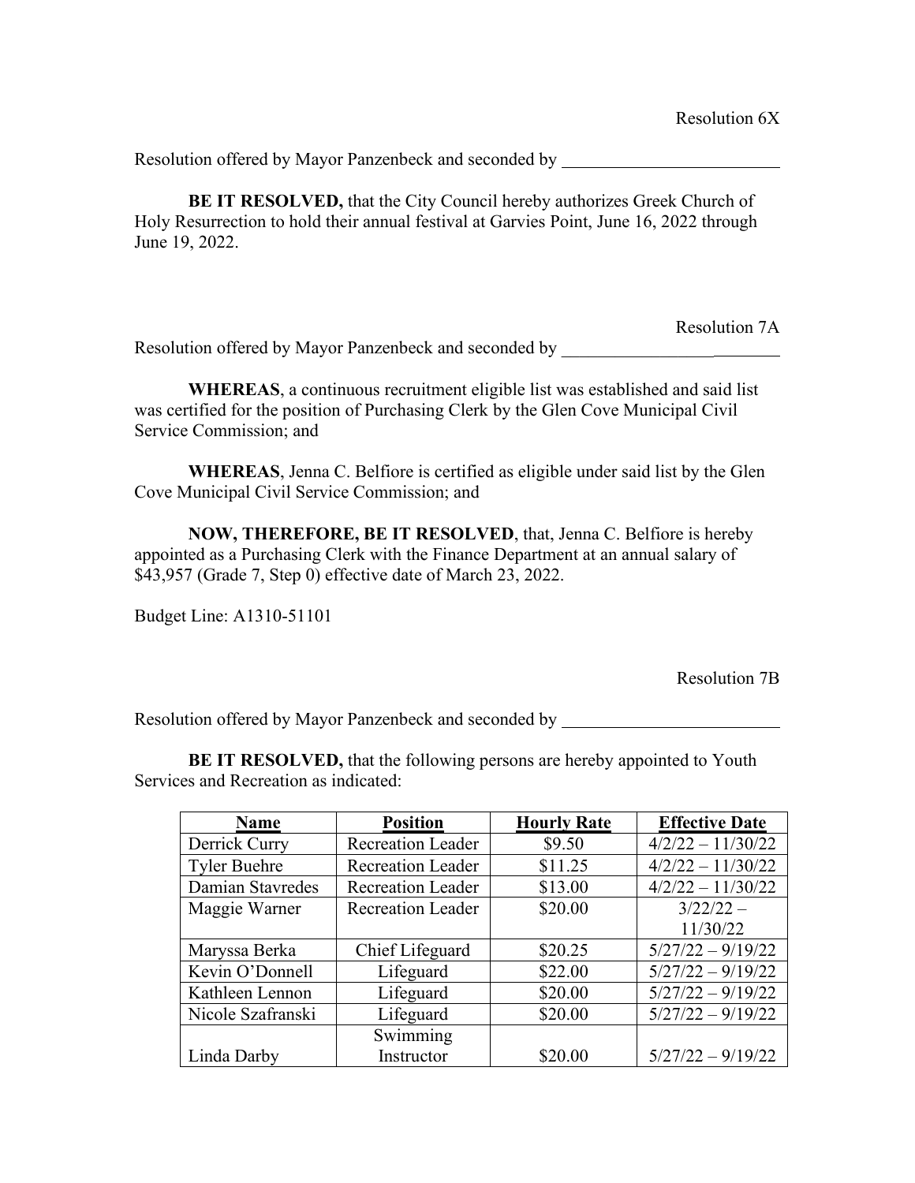Resolution 6X

Resolution offered by Mayor Panzenbeck and seconded by ________________________

**BE IT RESOLVED,** that the City Council hereby authorizes Greek Church of Holy Resurrection to hold their annual festival at Garvies Point, June 16, 2022 through June 19, 2022.

Resolution 7A

Resolution offered by Mayor Panzenbeck and seconded by ________________________

**WHEREAS**, a continuous recruitment eligible list was established and said list was certified for the position of Purchasing Clerk by the Glen Cove Municipal Civil Service Commission; and

**WHEREAS**, Jenna C. Belfiore is certified as eligible under said list by the Glen Cove Municipal Civil Service Commission; and

**NOW, THEREFORE, BE IT RESOLVED**, that, Jenna C. Belfiore is hereby appointed as a Purchasing Clerk with the Finance Department at an annual salary of $43,957 (Grade 7, Step 0) effective date of March 23, 2022.

Budget Line: A1310-51101

Resolution 7B

Resolution offered by Mayor Panzenbeck and seconded by ________________________

**BE IT RESOLVED,** that the following persons are hereby appointed to Youth Services and Recreation as indicated:

| Name | Position | Hourly Rate | Effective Date |
|---|---|---|---|
| Derrick Curry | Recreation Leader | $9.50 | 4/2/22 – 11/30/22 |
| Tyler Buehre | Recreation Leader | $11.25 | 4/2/22 – 11/30/22 |
| Damian Stavredes | Recreation Leader | $13.00 | 4/2/22 – 11/30/22 |
| Maggie Warner | Recreation Leader | $20.00 | 3/22/22 – 11/30/22 |
| Maryssa Berka | Chief Lifeguard | $20.25 | 5/27/22 – 9/19/22 |
| Kevin O'Donnell | Lifeguard | $22.00 | 5/27/22 – 9/19/22 |
| Kathleen Lennon | Lifeguard | $20.00 | 5/27/22 – 9/19/22 |
| Nicole Szafranski | Lifeguard | $20.00 | 5/27/22 – 9/19/22 |
| Linda Darby | Swimming Instructor | $20.00 | 5/27/22 – 9/19/22 |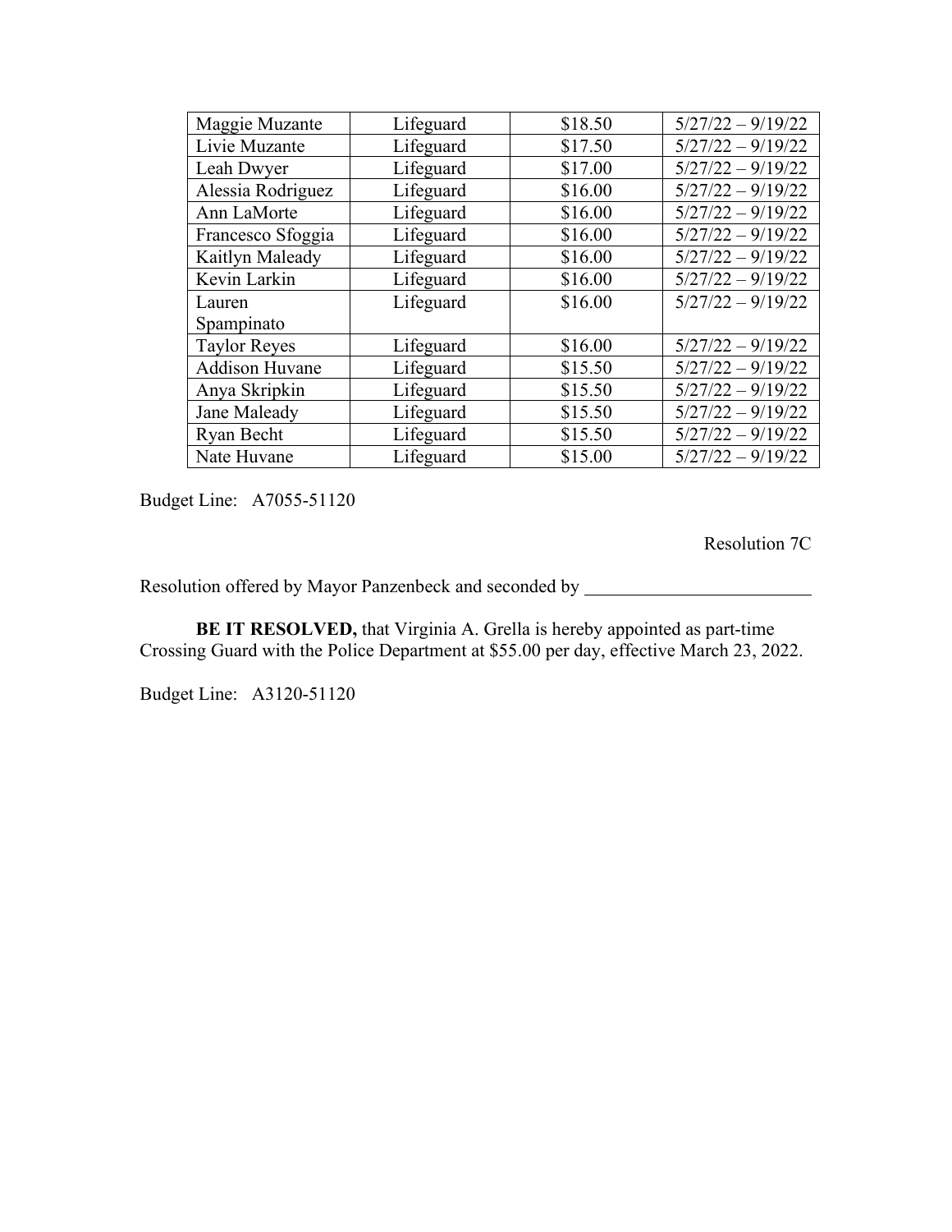| | | | |
|---|---|---|---|
| Maggie Muzante | Lifeguard | $18.50 | 5/27/22 – 9/19/22 |
| Livie Muzante | Lifeguard | $17.50 | 5/27/22 – 9/19/22 |
| Leah Dwyer | Lifeguard | $17.00 | 5/27/22 – 9/19/22 |
| Alessia Rodriguez | Lifeguard | $16.00 | 5/27/22 – 9/19/22 |
| Ann LaMorte | Lifeguard | $16.00 | 5/27/22 – 9/19/22 |
| Francesco Sfoggia | Lifeguard | $16.00 | 5/27/22 – 9/19/22 |
| Kaitlyn Maleady | Lifeguard | $16.00 | 5/27/22 – 9/19/22 |
| Kevin Larkin | Lifeguard | $16.00 | 5/27/22 – 9/19/22 |
| Lauren Spampinato | Lifeguard | $16.00 | 5/27/22 – 9/19/22 |
| Taylor Reyes | Lifeguard | $16.00 | 5/27/22 – 9/19/22 |
| Addison Huvane | Lifeguard | $15.50 | 5/27/22 – 9/19/22 |
| Anya Skripkin | Lifeguard | $15.50 | 5/27/22 – 9/19/22 |
| Jane Maleady | Lifeguard | $15.50 | 5/27/22 – 9/19/22 |
| Ryan Becht | Lifeguard | $15.50 | 5/27/22 – 9/19/22 |
| Nate Huvane | Lifeguard | $15.00 | 5/27/22 – 9/19/22 |

Budget Line: A7055-51120

Resolution 7C

Resolution offered by Mayor Panzenbeck and seconded by ________________________

**BE IT RESOLVED,** that Virginia A. Grella is hereby appointed as part-time Crossing Guard with the Police Department at $55.00 per day, effective March 23, 2022.

Budget Line: A3120-51120